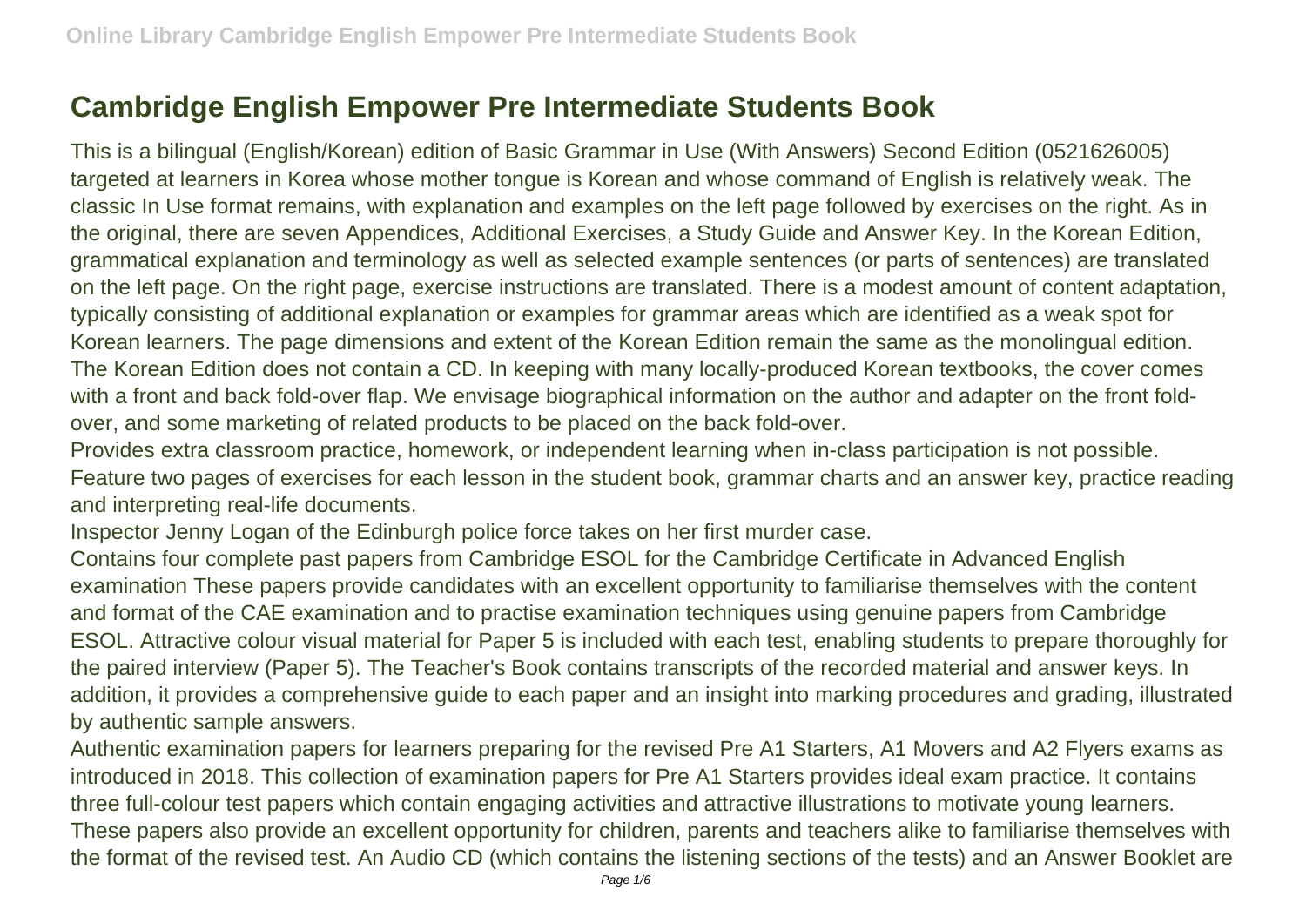# Cambridge English Empower Pre Intermediate Students Book

This is a bilingual (English/Korean) edition of Basic Grammar in Use (With Answers) Second Edition (0521626005) targeted at learners in Korea whose mother tongue is Korean and whose command of English is relatively weak. The classic In Use format remains, with explanation and examples on the left page followed by exercises on the right. As in the original, there are seven Appendices, Additional Exercises, a Study Guide and Answer Key. In the Korean Edition, grammatical explanation and terminology as well as selected example sentences (or parts of sentences) are translated on the left page. On the right page, exercise instructions are translated. There is a modest amount of content adaptation, typically consisting of additional explanation or examples for grammar areas which are identified as a weak spot for Korean learners. The page dimensions and extent of the Korean Edition remain the same as the monolingual edition. The Korean Edition does not contain a CD. In keeping with many locally-produced Korean textbooks, the cover comes with a front and back fold-over flap. We envisage biographical information on the author and adapter on the front fold-over, and some marketing of related products to be placed on the back fold-over.

Provides extra classroom practice, homework, or independent learning when in-class participation is not possible. Feature two pages of exercises for each lesson in the student book, grammar charts and an answer key, practice reading and interpreting real-life documents.

Inspector Jenny Logan of the Edinburgh police force takes on her first murder case.

Contains four complete past papers from Cambridge ESOL for the Cambridge Certificate in Advanced English examination These papers provide candidates with an excellent opportunity to familiarise themselves with the content and format of the CAE examination and to practise examination techniques using genuine papers from Cambridge ESOL. Attractive colour visual material for Paper 5 is included with each test, enabling students to prepare thoroughly for the paired interview (Paper 5). The Teacher's Book contains transcripts of the recorded material and answer keys. In addition, it provides a comprehensive guide to each paper and an insight into marking procedures and grading, illustrated by authentic sample answers.

Authentic examination papers for learners preparing for the revised Pre A1 Starters, A1 Movers and A2 Flyers exams as introduced in 2018. This collection of examination papers for Pre A1 Starters provides ideal exam practice. It contains three full-colour test papers which contain engaging activities and attractive illustrations to motivate young learners. These papers also provide an excellent opportunity for children, parents and teachers alike to familiarise themselves with the format of the revised test. An Audio CD (which contains the listening sections of the tests) and an Answer Booklet are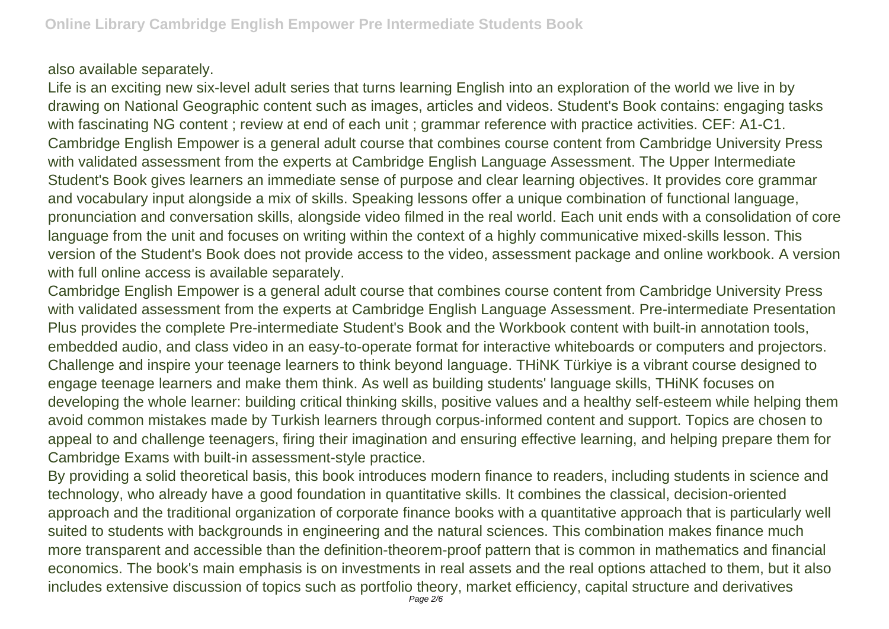also available separately.

Life is an exciting new six-level adult series that turns learning English into an exploration of the world we live in by drawing on National Geographic content such as images, articles and videos. Student's Book contains: engaging tasks with fascinating NG content ; review at end of each unit ; grammar reference with practice activities. CEF: A1-C1.

Cambridge English Empower is a general adult course that combines course content from Cambridge University Press with validated assessment from the experts at Cambridge English Language Assessment. The Upper Intermediate Student's Book gives learners an immediate sense of purpose and clear learning objectives. It provides core grammar and vocabulary input alongside a mix of skills. Speaking lessons offer a unique combination of functional language, pronunciation and conversation skills, alongside video filmed in the real world. Each unit ends with a consolidation of core language from the unit and focuses on writing within the context of a highly communicative mixed-skills lesson. This version of the Student's Book does not provide access to the video, assessment package and online workbook. A version with full online access is available separately.

Cambridge English Empower is a general adult course that combines course content from Cambridge University Press with validated assessment from the experts at Cambridge English Language Assessment. Pre-intermediate Presentation Plus provides the complete Pre-intermediate Student's Book and the Workbook content with built-in annotation tools, embedded audio, and class video in an easy-to-operate format for interactive whiteboards or computers and projectors.

Challenge and inspire your teenage learners to think beyond language. THiNK Türkiye is a vibrant course designed to engage teenage learners and make them think. As well as building students' language skills, THiNK focuses on developing the whole learner: building critical thinking skills, positive values and a healthy self-esteem while helping them avoid common mistakes made by Turkish learners through corpus-informed content and support. Topics are chosen to appeal to and challenge teenagers, firing their imagination and ensuring effective learning, and helping prepare them for Cambridge Exams with built-in assessment-style practice.

By providing a solid theoretical basis, this book introduces modern finance to readers, including students in science and technology, who already have a good foundation in quantitative skills. It combines the classical, decision-oriented approach and the traditional organization of corporate finance books with a quantitative approach that is particularly well suited to students with backgrounds in engineering and the natural sciences. This combination makes finance much more transparent and accessible than the definition-theorem-proof pattern that is common in mathematics and financial economics. The book's main emphasis is on investments in real assets and the real options attached to them, but it also includes extensive discussion of topics such as portfolio theory, market efficiency, capital structure and derivatives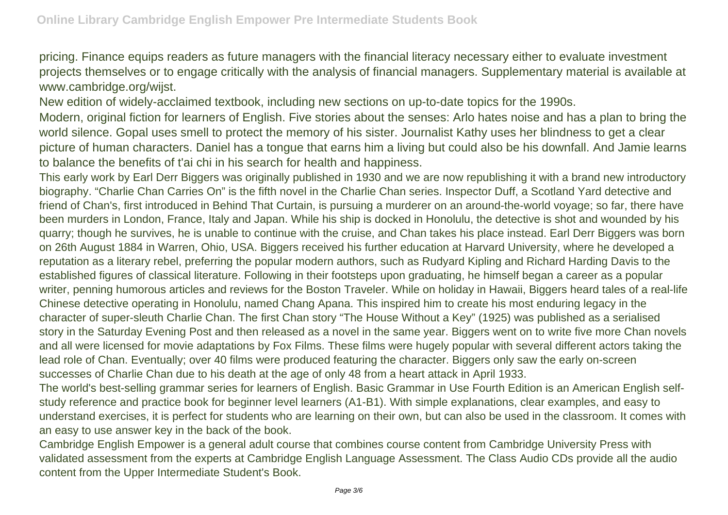pricing. Finance equips readers as future managers with the financial literacy necessary either to evaluate investment projects themselves or to engage critically with the analysis of financial managers. Supplementary material is available at www.cambridge.org/wijst.

New edition of widely-acclaimed textbook, including new sections on up-to-date topics for the 1990s.

Modern, original fiction for learners of English. Five stories about the senses: Arlo hates noise and has a plan to bring the world silence. Gopal uses smell to protect the memory of his sister. Journalist Kathy uses her blindness to get a clear picture of human characters. Daniel has a tongue that earns him a living but could also be his downfall. And Jamie learns to balance the benefits of t'ai chi in his search for health and happiness.

This early work by Earl Derr Biggers was originally published in 1930 and we are now republishing it with a brand new introductory biography. “Charlie Chan Carries On” is the fifth novel in the Charlie Chan series. Inspector Duff, a Scotland Yard detective and friend of Chan's, first introduced in Behind That Curtain, is pursuing a murderer on an around-the-world voyage; so far, there have been murders in London, France, Italy and Japan. While his ship is docked in Honolulu, the detective is shot and wounded by his quarry; though he survives, he is unable to continue with the cruise, and Chan takes his place instead. Earl Derr Biggers was born on 26th August 1884 in Warren, Ohio, USA. Biggers received his further education at Harvard University, where he developed a reputation as a literary rebel, preferring the popular modern authors, such as Rudyard Kipling and Richard Harding Davis to the established figures of classical literature. Following in their footsteps upon graduating, he himself began a career as a popular writer, penning humorous articles and reviews for the Boston Traveler. While on holiday in Hawaii, Biggers heard tales of a real-life Chinese detective operating in Honolulu, named Chang Apana. This inspired him to create his most enduring legacy in the character of super-sleuth Charlie Chan. The first Chan story “The House Without a Key” (1925) was published as a serialised story in the Saturday Evening Post and then released as a novel in the same year. Biggers went on to write five more Chan novels and all were licensed for movie adaptations by Fox Films. These films were hugely popular with several different actors taking the lead role of Chan. Eventually; over 40 films were produced featuring the character. Biggers only saw the early on-screen successes of Charlie Chan due to his death at the age of only 48 from a heart attack in April 1933.

The world's best-selling grammar series for learners of English. Basic Grammar in Use Fourth Edition is an American English self-study reference and practice book for beginner level learners (A1-B1). With simple explanations, clear examples, and easy to understand exercises, it is perfect for students who are learning on their own, but can also be used in the classroom. It comes with an easy to use answer key in the back of the book.

Cambridge English Empower is a general adult course that combines course content from Cambridge University Press with validated assessment from the experts at Cambridge English Language Assessment. The Class Audio CDs provide all the audio content from the Upper Intermediate Student's Book.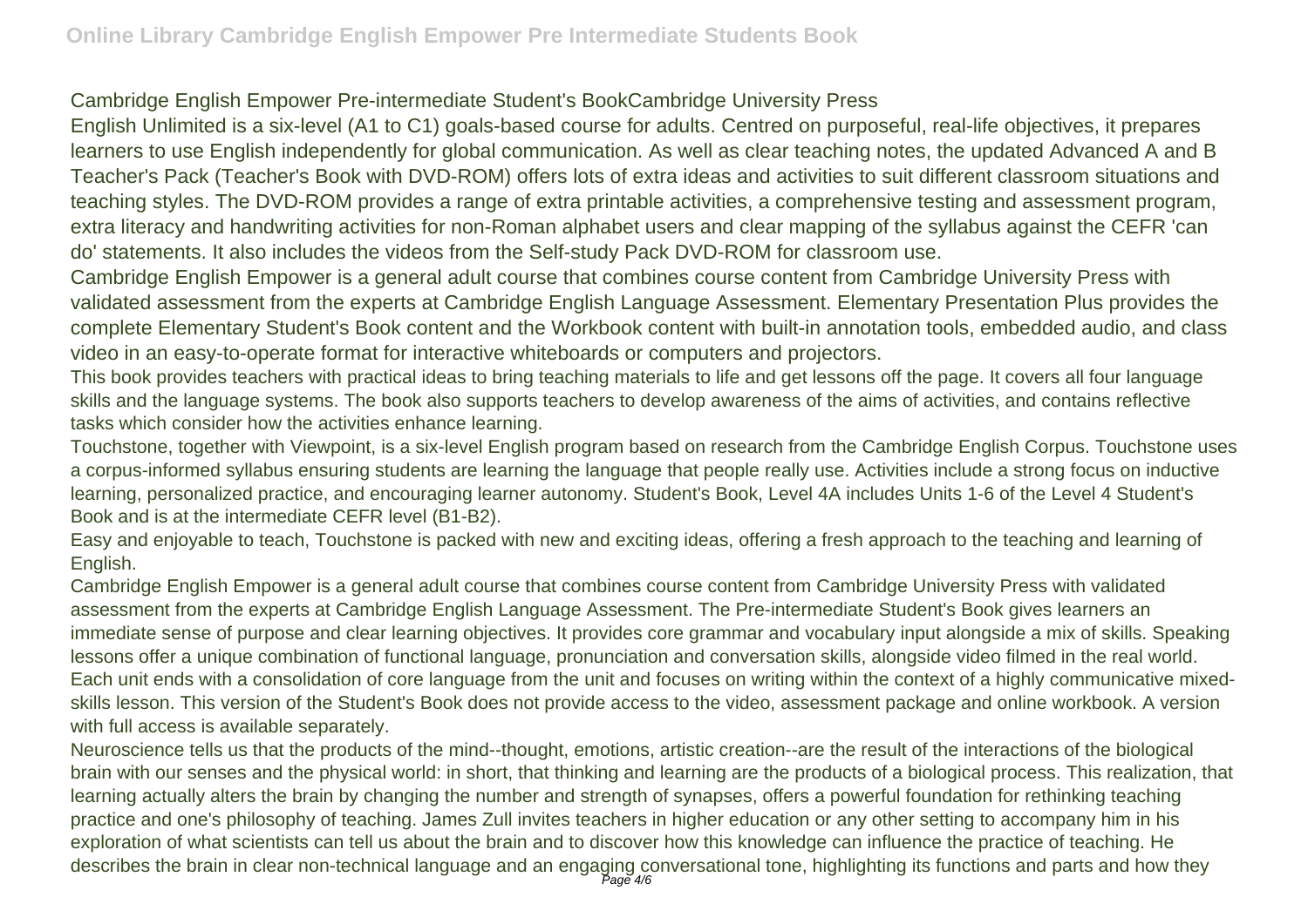Cambridge English Empower Pre-intermediate Student's BookCambridge University Press

English Unlimited is a six-level (A1 to C1) goals-based course for adults. Centred on purposeful, real-life objectives, it prepares learners to use English independently for global communication. As well as clear teaching notes, the updated Advanced A and B Teacher's Pack (Teacher's Book with DVD-ROM) offers lots of extra ideas and activities to suit different classroom situations and teaching styles. The DVD-ROM provides a range of extra printable activities, a comprehensive testing and assessment program, extra literacy and handwriting activities for non-Roman alphabet users and clear mapping of the syllabus against the CEFR 'can do' statements. It also includes the videos from the Self-study Pack DVD-ROM for classroom use.

Cambridge English Empower is a general adult course that combines course content from Cambridge University Press with validated assessment from the experts at Cambridge English Language Assessment. Elementary Presentation Plus provides the complete Elementary Student's Book content and the Workbook content with built-in annotation tools, embedded audio, and class video in an easy-to-operate format for interactive whiteboards or computers and projectors.

This book provides teachers with practical ideas to bring teaching materials to life and get lessons off the page. It covers all four language skills and the language systems. The book also supports teachers to develop awareness of the aims of activities, and contains reflective tasks which consider how the activities enhance learning.

Touchstone, together with Viewpoint, is a six-level English program based on research from the Cambridge English Corpus. Touchstone uses a corpus-informed syllabus ensuring students are learning the language that people really use. Activities include a strong focus on inductive learning, personalized practice, and encouraging learner autonomy. Student's Book, Level 4A includes Units 1-6 of the Level 4 Student's Book and is at the intermediate CEFR level (B1-B2).

Easy and enjoyable to teach, Touchstone is packed with new and exciting ideas, offering a fresh approach to the teaching and learning of English.

Cambridge English Empower is a general adult course that combines course content from Cambridge University Press with validated assessment from the experts at Cambridge English Language Assessment. The Pre-intermediate Student's Book gives learners an immediate sense of purpose and clear learning objectives. It provides core grammar and vocabulary input alongside a mix of skills. Speaking lessons offer a unique combination of functional language, pronunciation and conversation skills, alongside video filmed in the real world. Each unit ends with a consolidation of core language from the unit and focuses on writing within the context of a highly communicative mixed-skills lesson. This version of the Student's Book does not provide access to the video, assessment package and online workbook. A version with full access is available separately.

Neuroscience tells us that the products of the mind--thought, emotions, artistic creation--are the result of the interactions of the biological brain with our senses and the physical world: in short, that thinking and learning are the products of a biological process. This realization, that learning actually alters the brain by changing the number and strength of synapses, offers a powerful foundation for rethinking teaching practice and one's philosophy of teaching. James Zull invites teachers in higher education or any other setting to accompany him in his exploration of what scientists can tell us about the brain and to discover how this knowledge can influence the practice of teaching. He describes the brain in clear non-technical language and an engaging conversational tone, highlighting its functions and parts and how they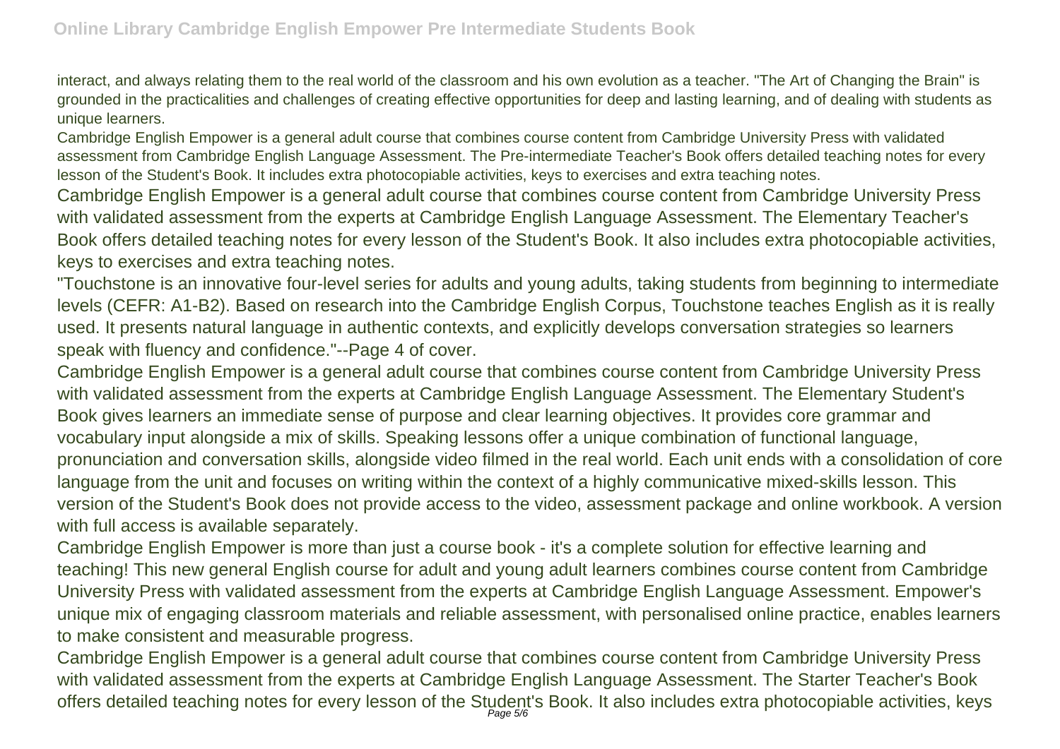interact, and always relating them to the real world of the classroom and his own evolution as a teacher. "The Art of Changing the Brain" is grounded in the practicalities and challenges of creating effective opportunities for deep and lasting learning, and of dealing with students as unique learners.

Cambridge English Empower is a general adult course that combines course content from Cambridge University Press with validated assessment from Cambridge English Language Assessment. The Pre-intermediate Teacher's Book offers detailed teaching notes for every lesson of the Student's Book. It includes extra photocopiable activities, keys to exercises and extra teaching notes.

Cambridge English Empower is a general adult course that combines course content from Cambridge University Press with validated assessment from the experts at Cambridge English Language Assessment. The Elementary Teacher's Book offers detailed teaching notes for every lesson of the Student's Book. It also includes extra photocopiable activities, keys to exercises and extra teaching notes.

"Touchstone is an innovative four-level series for adults and young adults, taking students from beginning to intermediate levels (CEFR: A1-B2). Based on research into the Cambridge English Corpus, Touchstone teaches English as it is really used. It presents natural language in authentic contexts, and explicitly develops conversation strategies so learners speak with fluency and confidence."--Page 4 of cover.

Cambridge English Empower is a general adult course that combines course content from Cambridge University Press with validated assessment from the experts at Cambridge English Language Assessment. The Elementary Student's Book gives learners an immediate sense of purpose and clear learning objectives. It provides core grammar and vocabulary input alongside a mix of skills. Speaking lessons offer a unique combination of functional language, pronunciation and conversation skills, alongside video filmed in the real world. Each unit ends with a consolidation of core language from the unit and focuses on writing within the context of a highly communicative mixed-skills lesson. This version of the Student's Book does not provide access to the video, assessment package and online workbook. A version with full access is available separately.

Cambridge English Empower is more than just a course book - it's a complete solution for effective learning and teaching! This new general English course for adult and young adult learners combines course content from Cambridge University Press with validated assessment from the experts at Cambridge English Language Assessment. Empower's unique mix of engaging classroom materials and reliable assessment, with personalised online practice, enables learners to make consistent and measurable progress.

Cambridge English Empower is a general adult course that combines course content from Cambridge University Press with validated assessment from the experts at Cambridge English Language Assessment. The Starter Teacher's Book offers detailed teaching notes for every lesson of the Student's Book. It also includes extra photocopiable activities, keys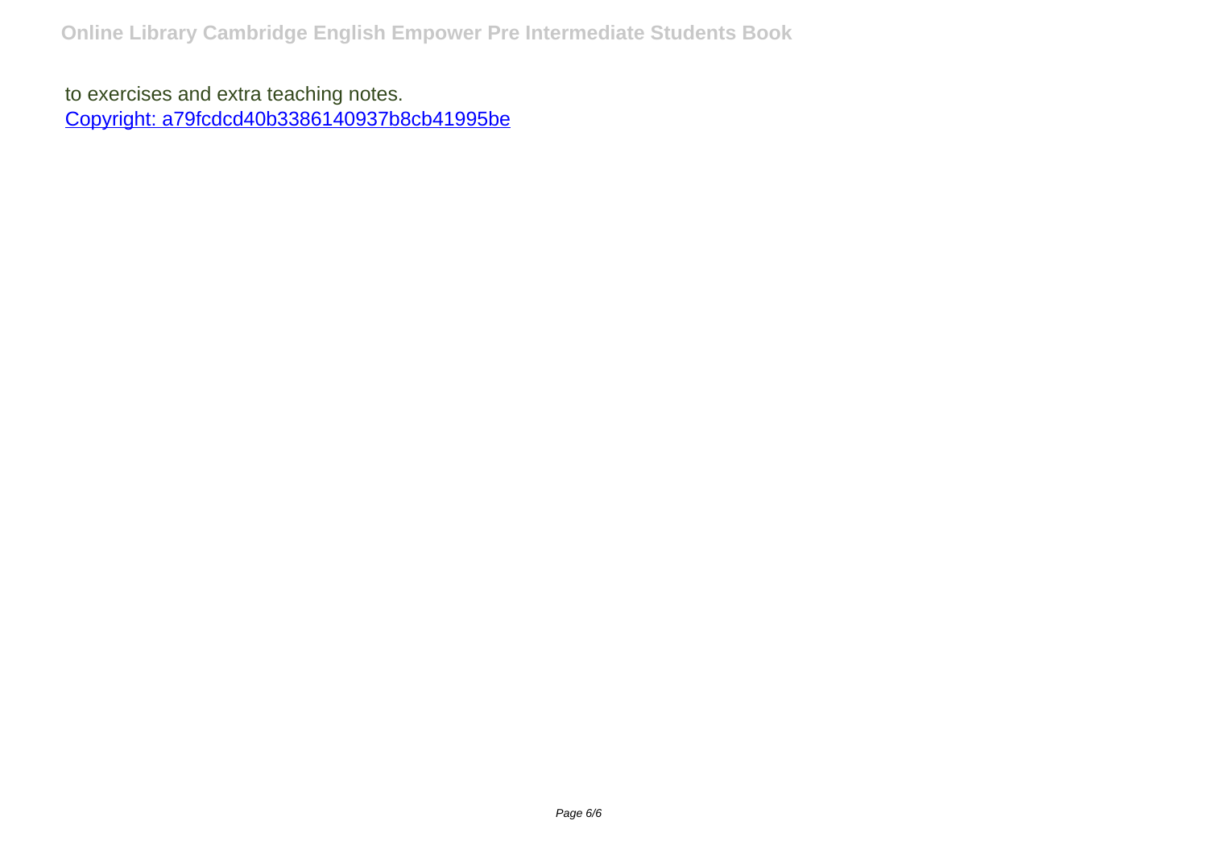to exercises and extra teaching notes.
[Copyright: a79fcdcd40b3386140937b8cb41995be]